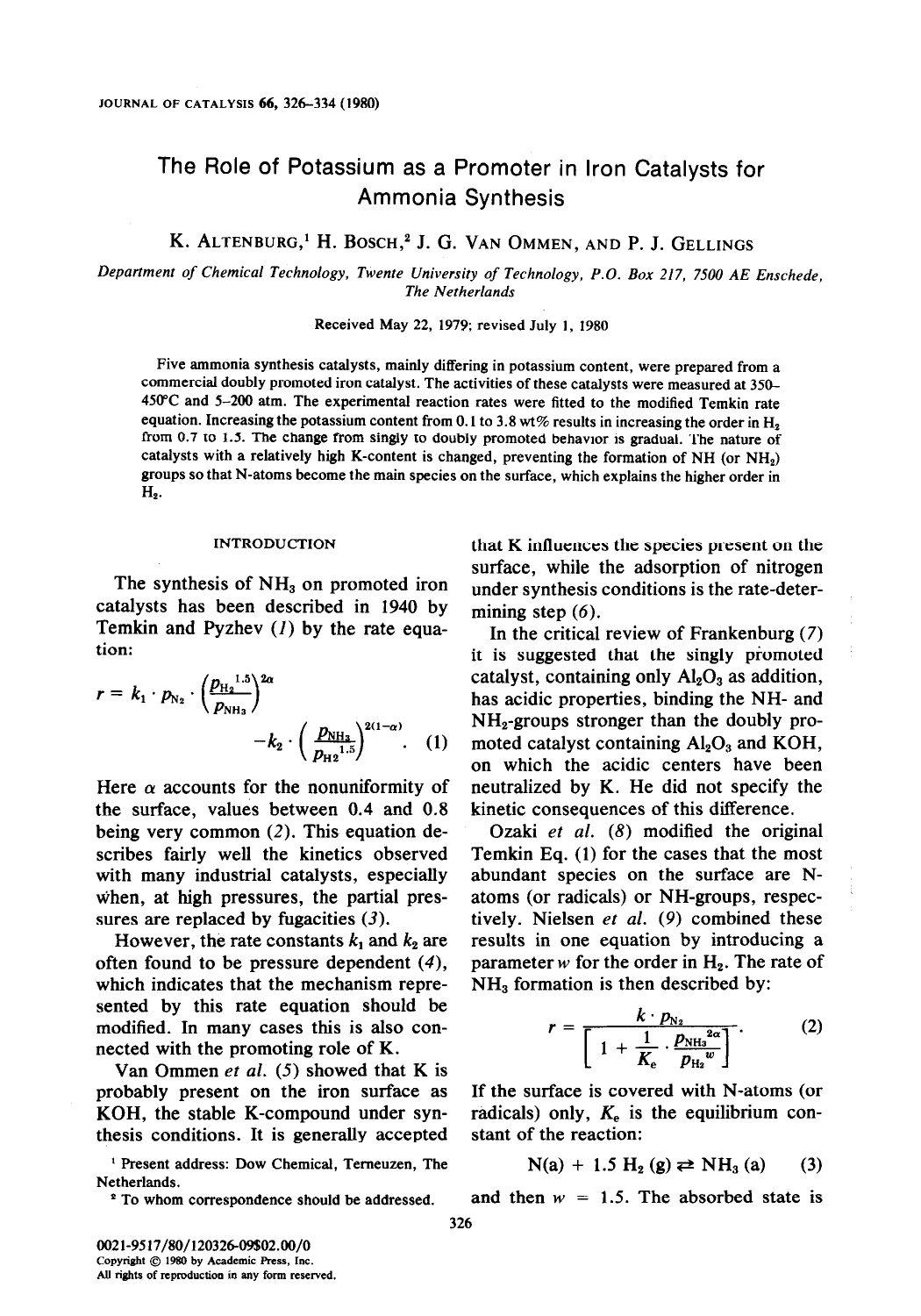# The Role of Potassium as a Promoter in Iron Catalysts for Ammonia Synthesis

K. ALTENBURG,[1] H. BOSCH,[2] J. G. VAN OMMEN, AND P. J. GELLINGS

*Department of Chemical Technology, Twente University of Technology, P.O. Box 217, 7500 AE Enschede, The Netherlands*

Received May 22, 1979; revised July 1, 1980

Five ammonia synthesis catalysts, mainly differing in potassium content, were prepared from a commercial doubly promoted iron catalyst. The activities of these catalysts were measured at 350–450°C and 5–200 atm. The experimental reaction rates were fitted to the modified Temkin rate equation. Increasing the potassium content from 0.1 to 3.8 wt% results in increasing the order in $H_2$ from 0.7 to 1.5. The change from singly to doubly promoted behavior is gradual. The nature of catalysts with a relatively high K-content is changed, preventing the formation of NH (or $NH_2$) groups so that N-atoms become the main species on the surface, which explains the higher order in $H_2$.

## INTRODUCTION

The synthesis of $NH_3$ on promoted iron catalysts has been described in 1940 by Temkin and Pyzhev (*1*) by the rate equation:

$$r = k_1 \cdot p_{N_2} \cdot \left(\frac{p_{H_2}{}^{1.5}}{p_{NH_3}}\right)^{2\alpha} - k_2 \cdot \left(\frac{p_{NH_3}}{p_{H_2}{}^{1.5}}\right)^{2(1-\alpha)}. \quad (1)$$

Here $\alpha$ accounts for the nonuniformity of the surface, values between 0.4 and 0.8 being very common (*2*). This equation describes fairly well the kinetics observed with many industrial catalysts, especially when, at high pressures, the partial pressures are replaced by fugacities (*3*).

However, the rate constants $k_1$ and $k_2$ are often found to be pressure dependent (*4*), which indicates that the mechanism represented by this rate equation should be modified. In many cases this is also connected with the promoting role of K.

Van Ommen *et al.* (*5*) showed that K is probably present on the iron surface as KOH, the stable K-compound under synthesis conditions. It is generally accepted that K influences the species present on the surface, while the adsorption of nitrogen under synthesis conditions is the rate-determining step (*6*).

In the critical review of Frankenburg (*7*) it is suggested that the singly promoted catalyst, containing only $Al_2O_3$ as addition, has acidic properties, binding the NH- and $NH_2$-groups stronger than the doubly promoted catalyst containing $Al_2O_3$ and KOH, on which the acidic centers have been neutralized by K. He did not specify the kinetic consequences of this difference.

Ozaki *et al.* (*8*) modified the original Temkin Eq. (1) for the cases that the most abundant species on the surface are N-atoms (or radicals) or NH-groups, respectively. Nielsen *et al.* (*9*) combined these results in one equation by introducing a parameter $w$ for the order in $H_2$. The rate of $NH_3$ formation is then described by:

$$r = \frac{k \cdot p_{N_2}}{\left[1 + \dfrac{1}{K_e} \cdot \dfrac{p_{NH_3}}{p_{H_2}{}^{w}}\right]^{2\alpha}}. \quad (2)$$

If the surface is covered with N-atoms (or radicals) only, $K_e$ is the equilibrium constant of the reaction:

$$N(a) + 1.5\ H_2\ (g) \rightleftarrows NH_3\ (a) \quad (3)$$

and then $w = 1.5$. The absorbed state is

[1] Present address: Dow Chemical, Terneuzen, The Netherlands.

[2] To whom correspondence should be addressed.

0021-9517/80/120326-09$02.00/0
Copyright © 1980 by Academic Press, Inc.
All rights of reproduction in any form reserved.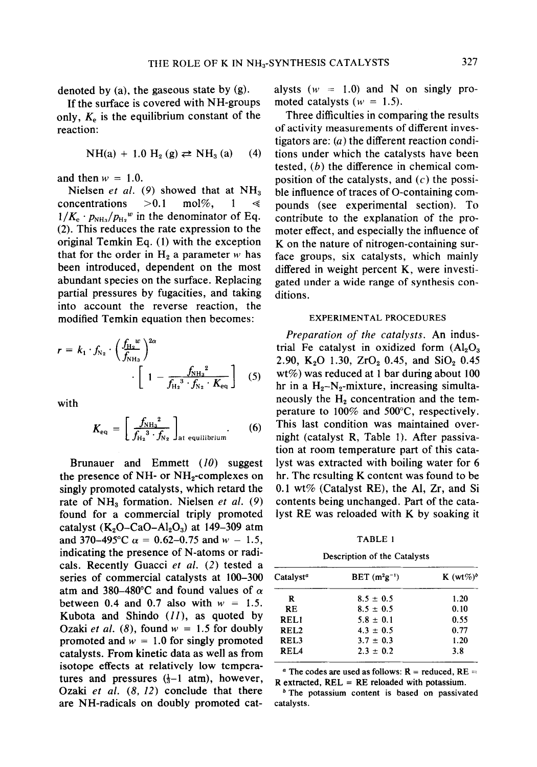denoted by (a), the gaseous state by (g).

If the surface is covered with NH-groups only, $K_e$ is the equilibrium constant of the reaction:

$$NH(a) + 1.0\ H_2\ (g) \rightleftarrows NH_3\ (a) \quad (4)$$

and then $w = 1.0$.

Nielsen *et al.* (9) showed that at $NH_3$ concentrations >0.1 mol%, $1 \ll 1/K_e \cdot p_{NH_3}/p_{H_2}{}^w$ in the denominator of Eq. (2). This reduces the rate expression to the original Temkin Eq. (1) with the exception that for the order in $H_2$ a parameter $w$ has been introduced, dependent on the most abundant species on the surface. Replacing partial pressures by fugacities, and taking into account the reverse reaction, the modified Temkin equation then becomes:

$$r = k_1 \cdot f_{N_2} \cdot \left(\frac{f_{H_2}{}^w}{f_{NH_3}}\right)^{2\alpha} \cdot \left[1 - \frac{f_{NH_3}{}^2}{f_{H_2}{}^3 \cdot f_{N_2} \cdot K_{eq}}\right] \quad (5)$$

with

$$K_{eq} = \left[\frac{f_{NH_3}{}^2}{f_{H_2}{}^3 \cdot f_{N_2}}\right]_{\text{at equilibrium}} \quad (6)$$

Brunauer and Emmett (10) suggest the presence of NH- or $NH_2$-complexes on singly promoted catalysts, which retard the rate of $NH_3$ formation. Nielsen *et al.* (9) found for a commercial triply promoted catalyst ($K_2O$–CaO–$Al_2O_3$) at 149–309 atm and 370–495°C $\alpha$ = 0.62–0.75 and $w$ = 1.5, indicating the presence of N-atoms or radicals. Recently Guacci *et al.* (2) tested a series of commercial catalysts at 100–300 atm and 380–480°C and found values of $\alpha$ between 0.4 and 0.7 also with $w$ = 1.5. Kubota and Shindo (11), as quoted by Ozaki *et al.* (8), found $w$ = 1.5 for doubly promoted and $w$ = 1.0 for singly promoted catalysts. From kinetic data as well as from isotope effects at relatively low temperatures and pressures ($\frac{1}{3}$–1 atm), however, Ozaki *et al.* (8, 12) conclude that there are NH-radicals on doubly promoted catalysts ($w$ = 1.0) and N on singly promoted catalysts ($w$ = 1.5).

Three difficulties in comparing the results of activity measurements of different investigators are: (*a*) the different reaction conditions under which the catalysts have been tested, (*b*) the difference in chemical composition of the catalysts, and (*c*) the possible influence of traces of O-containing compounds (see experimental section). To contribute to the explanation of the promoter effect, and especially the influence of K on the nature of nitrogen-containing surface groups, six catalysts, which mainly differed in weight percent K, were investigated under a wide range of synthesis conditions.

## EXPERIMENTAL PROCEDURES

*Preparation of the catalysts.* An industrial Fe catalyst in oxidized form ($Al_2O_3$ 2.90, $K_2O$ 1.30, $ZrO_2$ 0.45, and $SiO_2$ 0.45 wt%) was reduced at 1 bar during about 100 hr in a $H_2$–$N_2$-mixture, increasing simultaneously the $H_2$ concentration and the temperature to 100% and 500°C, respectively. This last condition was maintained overnight (catalyst R, Table 1). After passivation at room temperature part of this catalyst was extracted with boiling water for 6 hr. The resulting K content was found to be 0.1 wt% (Catalyst RE), the Al, Zr, and Si contents being unchanged. Part of the catalyst RE was reloaded with K by soaking it

TABLE 1

Description of the Catalysts

| Catalyst[a] | BET ($m^2g^{-1}$) | K (wt%)[b] |
|---|---|---|
| R | 8.5 ± 0.5 | 1.20 |
| RE | 8.5 ± 0.5 | 0.10 |
| REL1 | 5.8 ± 0.1 | 0.55 |
| REL2 | 4.3 ± 0.5 | 0.77 |
| REL3 | 3.7 ± 0.3 | 1.20 |
| REL4 | 2.3 ± 0.2 | 3.8 |

[a] The codes are used as follows: R = reduced, RE = R extracted, REL = RE reloaded with potassium.

[b] The potassium content is based on passivated catalysts.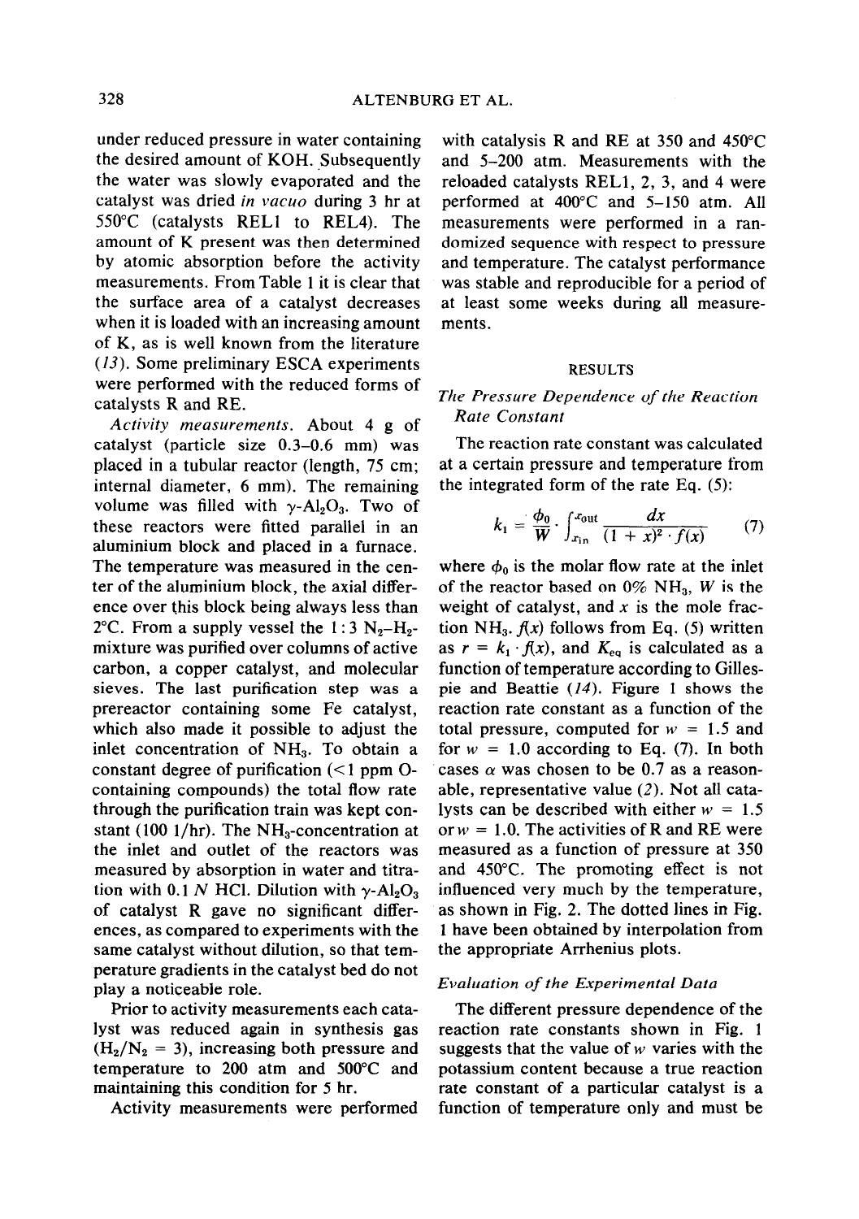under reduced pressure in water containing the desired amount of KOH. Subsequently the water was slowly evaporated and the catalyst was dried *in vacuo* during 3 hr at 550°C (catalysts REL1 to REL4). The amount of K present was then determined by atomic absorption before the activity measurements. From Table 1 it is clear that the surface area of a catalyst decreases when it is loaded with an increasing amount of K, as is well known from the literature (*13*). Some preliminary ESCA experiments were performed with the reduced forms of catalysts R and RE.

*Activity measurements.* About 4 g of catalyst (particle size 0.3–0.6 mm) was placed in a tubular reactor (length, 75 cm; internal diameter, 6 mm). The remaining volume was filled with $\gamma$-$Al_2O_3$. Two of these reactors were fitted parallel in an aluminium block and placed in a furnace. The temperature was measured in the center of the aluminium block, the axial difference over this block being always less than 2°C. From a supply vessel the 1 : 3 $N_2$–$H_2$-mixture was purified over columns of active carbon, a copper catalyst, and molecular sieves. The last purification step was a prereactor containing some Fe catalyst, which also made it possible to adjust the inlet concentration of $NH_3$. To obtain a constant degree of purification (<1 ppm O-containing compounds) the total flow rate through the purification train was kept constant (100 l/hr). The $NH_3$-concentration at the inlet and outlet of the reactors was measured by absorption in water and titration with 0.1 *N* HCl. Dilution with $\gamma$-$Al_2O_3$ of catalyst R gave no significant differences, as compared to experiments with the same catalyst without dilution, so that temperature gradients in the catalyst bed do not play a noticeable role.

Prior to activity measurements each catalyst was reduced again in synthesis gas ($H_2/N_2 = 3$), increasing both pressure and temperature to 200 atm and 500°C and maintaining this condition for 5 hr.

Activity measurements were performed with catalysis R and RE at 350 and 450°C and 5–200 atm. Measurements with the reloaded catalysts REL1, 2, 3, and 4 were performed at 400°C and 5–150 atm. All measurements were performed in a randomized sequence with respect to pressure and temperature. The catalyst performance was stable and reproducible for a period of at least some weeks during all measurements.

## RESULTS

### *The Pressure Dependence of the Reaction Rate Constant*

The reaction rate constant was calculated at a certain pressure and temperature from the integrated form of the rate Eq. (5):

$$k_1 = \frac{\phi_0}{W} \cdot \int_{x_{\text{in}}}^{x_{\text{out}}} \frac{dx}{(1 + x)^2 \cdot f(x)} \tag{7}$$

where $\phi_0$ is the molar flow rate at the inlet of the reactor based on 0% $NH_3$, $W$ is the weight of catalyst, and $x$ is the mole fraction $NH_3$. $f(x)$ follows from Eq. (5) written as $r = k_1 \cdot f(x)$, and $K_{eq}$ is calculated as a function of temperature according to Gillespie and Beattie (*14*). Figure 1 shows the reaction rate constant as a function of the total pressure, computed for $w = 1.5$ and for $w = 1.0$ according to Eq. (7). In both cases $\alpha$ was chosen to be 0.7 as a reasonable, representative value (*2*). Not all catalysts can be described with either $w = 1.5$ or $w = 1.0$. The activities of R and RE were measured as a function of pressure at 350 and 450°C. The promoting effect is not influenced very much by the temperature, as shown in Fig. 2. The dotted lines in Fig. 1 have been obtained by interpolation from the appropriate Arrhenius plots.

### *Evaluation of the Experimental Data*

The different pressure dependence of the reaction rate constants shown in Fig. 1 suggests that the value of $w$ varies with the potassium content because a true reaction rate constant of a particular catalyst is a function of temperature only and must be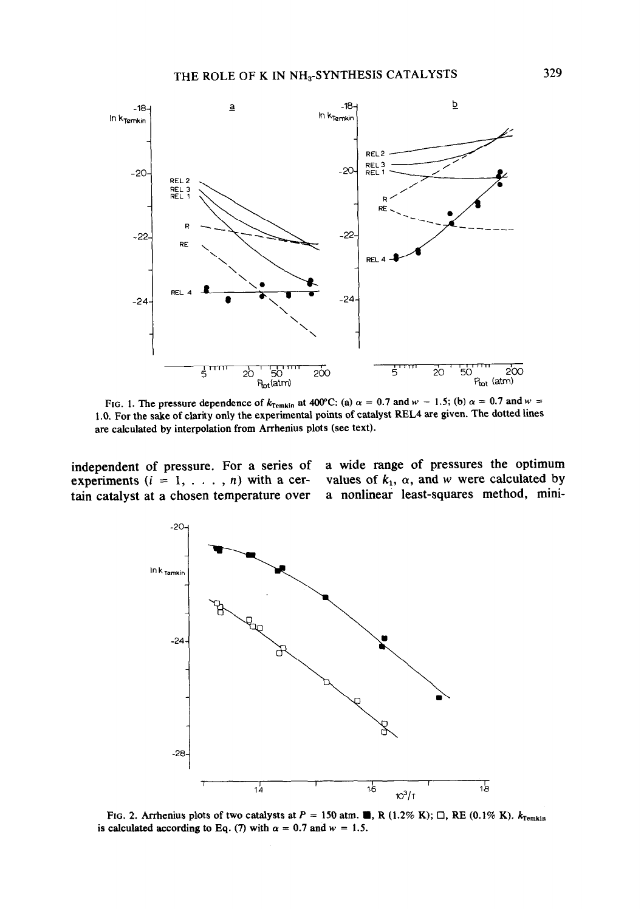FIG. 1. The pressure dependence of $k_{Temkin}$ at 400°C: (a) $\alpha = 0.7$ and $w = 1.5$; (b) $\alpha = 0.7$ and $w = 1.0$. For the sake of clarity only the experimental points of catalyst REL4 are given. The dotted lines are calculated by interpolation from Arrhenius plots (see text).

independent of pressure. For a series of experiments ($i = 1, \ldots, n$) with a certain catalyst at a chosen temperature over a wide range of pressures the optimum values of $k_1$, $\alpha$, and $w$ were calculated by a nonlinear least-squares method, mini-

FIG. 2. Arrhenius plots of two catalysts at $P = 150$ atm. ■, R (1.2% K); □, RE (0.1% K). $k_{Temkin}$ is calculated according to Eq. (7) with $\alpha = 0.7$ and $w = 1.5$.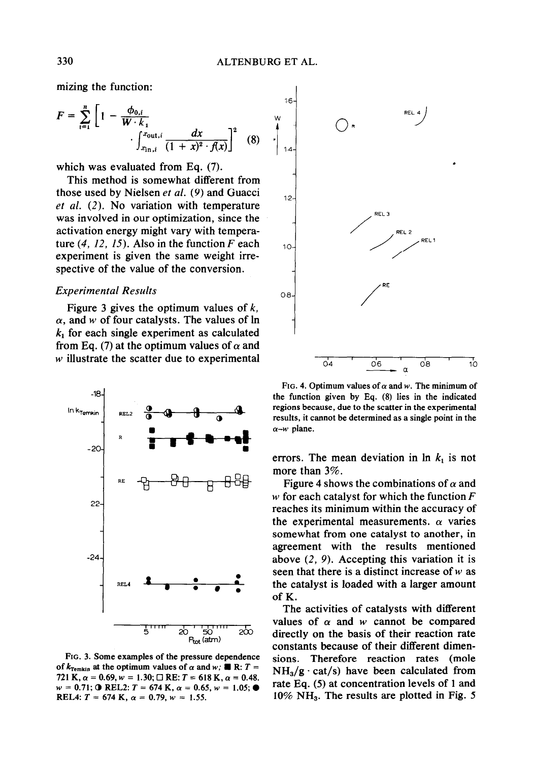mizing the function:

$$F = \sum_{i=1}^{n} \left[ 1 - \frac{\phi_{0,i}}{W \cdot k_1} \cdot \int_{x_{\text{in},i}}^{x_{\text{out},i}} \frac{dx}{(1+x)^2 \cdot f(x)} \right]^2 \quad (8)$$

which was evaluated from Eq. (7).

This method is somewhat different from those used by Nielsen *et al.* (9) and Guacci *et al.* (2). No variation with temperature was involved in our optimization, since the activation energy might vary with temperature (4, 12, 15). Also in the function $F$ each experiment is given the same weight irrespective of the value of the conversion.

### Experimental Results

Figure 3 gives the optimum values of $k$, $\alpha$, and $w$ of four catalysts. The values of $\ln k_1$ for each single experiment as calculated from Eq. (7) at the optimum values of $\alpha$ and $w$ illustrate the scatter due to experimental errors. The mean deviation in $\ln k_1$ is not more than 3%.

FIG. 3. Some examples of the pressure dependence of $k_{\text{Temkin}}$ at the optimum values of $\alpha$ and $w$; ■ R: $T$ = 721 K, $\alpha$ = 0.69, $w$ = 1.30; □ RE: $T$ = 618 K, $\alpha$ = 0.48, $w$ = 0.71; ◑ REL2: $T$ = 674 K, $\alpha$ = 0.65, $w$ = 1.05; ● REL4: $T$ = 674 K, $\alpha$ = 0.79, $w$ = 1.55.

FIG. 4. Optimum values of $\alpha$ and $w$. The minimum of the function given by Eq. (8) lies in the indicated regions because, due to the scatter in the experimental results, it cannot be determined as a single point in the $\alpha$–$w$ plane.

Figure 4 shows the combinations of $\alpha$ and $w$ for each catalyst for which the function $F$ reaches its minimum within the accuracy of the experimental measurements. $\alpha$ varies somewhat from one catalyst to another, in agreement with the results mentioned above (2, 9). Accepting this variation it is seen that there is a distinct increase of $w$ as the catalyst is loaded with a larger amount of K.

The activities of catalysts with different values of $\alpha$ and $w$ cannot be compared directly on the basis of their reaction rate constants because of their different dimensions. Therefore reaction rates (mole $NH_3$/g · cat/s) have been calculated from rate Eq. (5) at concentration levels of 1 and 10% $NH_3$. The results are plotted in Fig. 5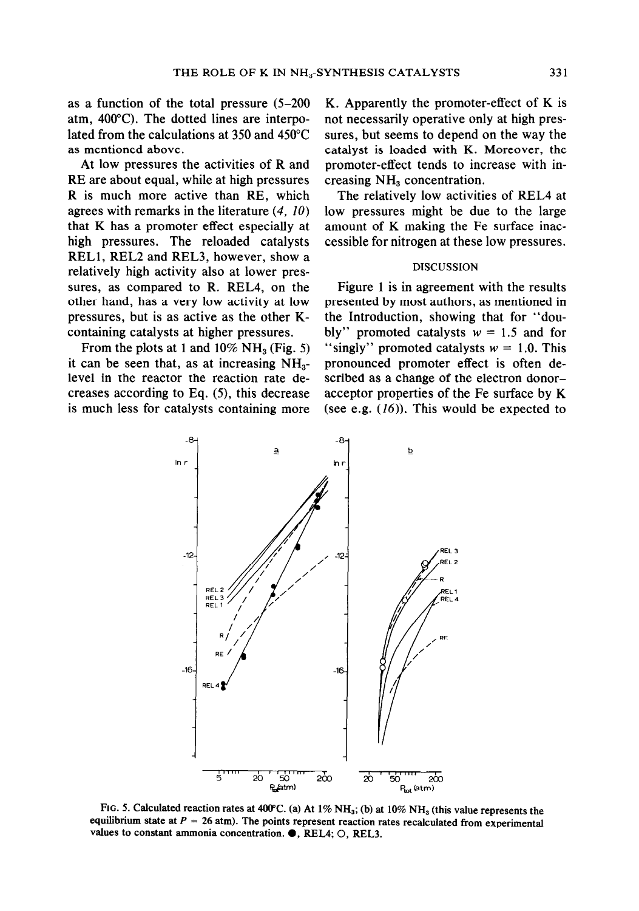as a function of the total pressure (5–200 atm, 400°C). The dotted lines are interpolated from the calculations at 350 and 450°C as mentioned above.

At low pressures the activities of R and RE are about equal, while at high pressures R is much more active than RE, which agrees with remarks in the literature (*4, 10*) that K has a promoter effect especially at high pressures. The reloaded catalysts REL1, REL2 and REL3, however, show a relatively high activity also at lower pressures, as compared to R. REL4, on the other hand, has a very low activity at low pressures, but is as active as the other K-containing catalysts at higher pressures.

From the plots at 1 and 10% $NH_3$ (Fig. 5) it can be seen that, as at increasing $NH_3$-level in the reactor the reaction rate decreases according to Eq. (5), this decrease is much less for catalysts containing more K. Apparently the promoter-effect of K is not necessarily operative only at high pressures, but seems to depend on the way the catalyst is loaded with K. Moreover, the promoter-effect tends to increase with increasing $NH_3$ concentration.

The relatively low activities of REL4 at low pressures might be due to the large amount of K making the Fe surface inaccessible for nitrogen at these low pressures.

## DISCUSSION

Figure 1 is in agreement with the results presented by most authors, as mentioned in the Introduction, showing that for "doubly" promoted catalysts $w = 1.5$ and for "singly" promoted catalysts $w = 1.0$. This pronounced promoter effect is often described as a change of the electron donor–acceptor properties of the Fe surface by K (see e.g. (*16*)). This would be expected to

FIG. 5. Calculated reaction rates at 400°C. (a) At 1% $NH_3$; (b) at 10% $NH_3$ (this value represents the equilibrium state at $P$ = 26 atm). The points represent reaction rates recalculated from experimental values to constant ammonia concentration. ●, REL4; ○, REL3.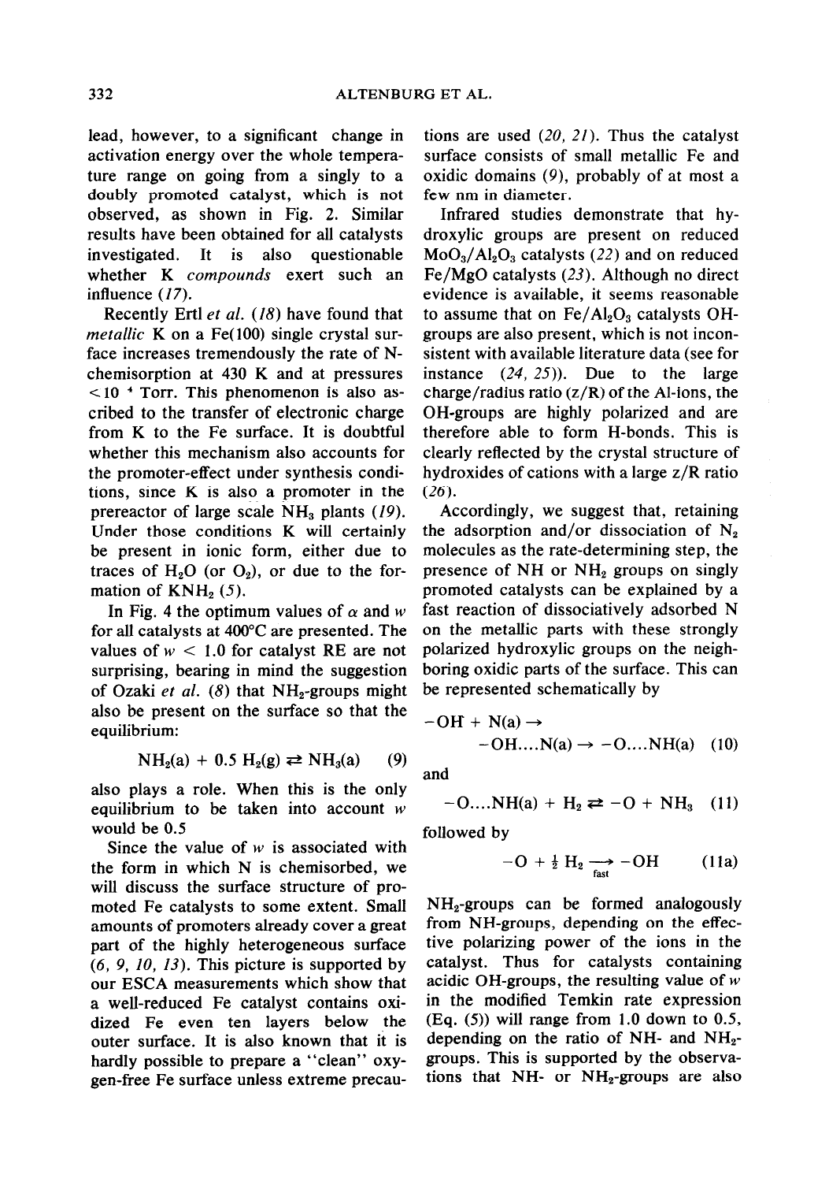lead, however, to a significant change in activation energy over the whole temperature range on going from a singly to a doubly promoted catalyst, which is not observed, as shown in Fig. 2. Similar results have been obtained for all catalysts investigated. It is also questionable whether K *compounds* exert such an influence (*17*).

Recently Ertl *et al.* (*18*) have found that *metallic* K on a Fe(100) single crystal surface increases tremendously the rate of N-chemisorption at 430 K and at pressures $<10^{-4}$ Torr. This phenomenon is also ascribed to the transfer of electronic charge from K to the Fe surface. It is doubtful whether this mechanism also accounts for the promoter-effect under synthesis conditions, since K is also a promoter in the prereactor of large scale $NH_3$ plants (*19*). Under those conditions K will certainly be present in ionic form, either due to traces of $H_2O$ (or $O_2$), or due to the formation of $KNH_2$ (*5*).

In Fig. 4 the optimum values of $\alpha$ and $w$ for all catalysts at 400°C are presented. The values of $w < 1.0$ for catalyst RE are not surprising, bearing in mind the suggestion of Ozaki *et al.* (*8*) that $NH_2$-groups might also be present on the surface so that the equilibrium:

$$NH_2(a) + 0.5\ H_2(g) \rightleftarrows NH_3(a) \qquad (9)$$

also plays a role. When this is the only equilibrium to be taken into account $w$ would be 0.5

Since the value of $w$ is associated with the form in which N is chemisorbed, we will discuss the surface structure of promoted Fe catalysts to some extent. Small amounts of promoters already cover a great part of the highly heterogeneous surface (*6, 9, 10, 13*). This picture is supported by our ESCA measurements which show that a well-reduced Fe catalyst contains oxidized Fe even ten layers below the outer surface. It is also known that it is hardly possible to prepare a "clean" oxygen-free Fe surface unless extreme precautions are used (*20, 21*). Thus the catalyst surface consists of small metallic Fe and oxidic domains (*9*), probably of at most a few nm in diameter.

Infrared studies demonstrate that hydroxylic groups are present on reduced $MoO_3/Al_2O_3$ catalysts (*22*) and on reduced Fe/MgO catalysts (*23*). Although no direct evidence is available, it seems reasonable to assume that on $Fe/Al_2O_3$ catalysts OH-groups are also present, which is not inconsistent with available literature data (see for instance (*24, 25*)). Due to the large charge/radius ratio (z/R) of the Al-ions, the OH-groups are highly polarized and are therefore able to form H-bonds. This is clearly reflected by the crystal structure of hydroxides of cations with a large z/R ratio (*26*).

Accordingly, we suggest that, retaining the adsorption and/or dissociation of $N_2$ molecules as the rate-determining step, the presence of NH or $NH_2$ groups on singly promoted catalysts can be explained by a fast reaction of dissociatively adsorbed N on the metallic parts with these strongly polarized hydroxylic groups on the neighboring oxidic parts of the surface. This can be represented schematically by

$$-OH + N(a) \rightarrow -OH....N(a) \rightarrow -O....NH(a) \qquad (10)$$

and

$$-O....NH(a) + H_2 \rightleftarrows -O + NH_3 \qquad (11)$$

followed by

$$-O + \tfrac{1}{2}\ H_2 \xrightarrow[\text{fast}]{} -OH \qquad (11a)$$

$NH_2$-groups can be formed analogously from NH-groups, depending on the effective polarizing power of the ions in the catalyst. Thus for catalysts containing acidic OH-groups, the resulting value of $w$ in the modified Temkin rate expression (Eq. (5)) will range from 1.0 down to 0.5, depending on the ratio of NH- and $NH_2$-groups. This is supported by the observations that NH- or $NH_2$-groups are also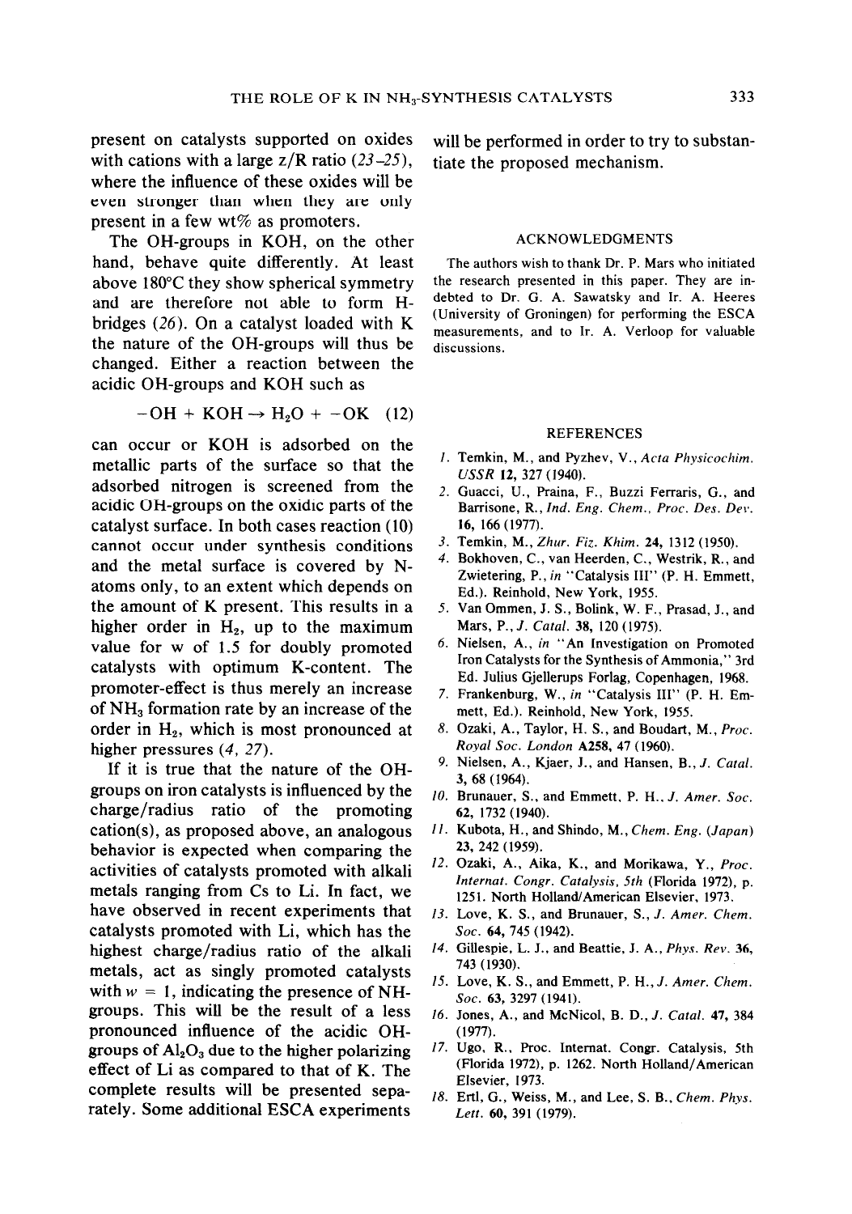present on catalysts supported on oxides with cations with a large z/R ratio (*23–25*), where the influence of these oxides will be even stronger than when they are only present in a few wt% as promoters.

The OH-groups in KOH, on the other hand, behave quite differently. At least above 180°C they show spherical symmetry and are therefore not able to form H-bridges (*26*). On a catalyst loaded with K the nature of the OH-groups will thus be changed. Either a reaction between the acidic OH-groups and KOH such as

$$-OH + KOH \rightarrow H_2O + -OK \quad (12)$$

can occur or KOH is adsorbed on the metallic parts of the surface so that the adsorbed nitrogen is screened from the acidic OH-groups on the oxidic parts of the catalyst surface. In both cases reaction (10) cannot occur under synthesis conditions and the metal surface is covered by N-atoms only, to an extent which depends on the amount of K present. This results in a higher order in $H_2$, up to the maximum value for w of 1.5 for doubly promoted catalysts with optimum K-content. The promoter-effect is thus merely an increase of $NH_3$ formation rate by an increase of the order in $H_2$, which is most pronounced at higher pressures (*4, 27*).

If it is true that the nature of the OH-groups on iron catalysts is influenced by the charge/radius ratio of the promoting cation(s), as proposed above, an analogous behavior is expected when comparing the activities of catalysts promoted with alkali metals ranging from Cs to Li. In fact, we have observed in recent experiments that catalysts promoted with Li, which has the highest charge/radius ratio of the alkali metals, act as singly promoted catalysts with $w = 1$, indicating the presence of NH-groups. This will be the result of a less pronounced influence of the acidic OH-groups of $Al_2O_3$ due to the higher polarizing effect of Li as compared to that of K. The complete results will be presented separately. Some additional ESCA experiments will be performed in order to try to substantiate the proposed mechanism.

## ACKNOWLEDGMENTS

The authors wish to thank Dr. P. Mars who initiated the research presented in this paper. They are indebted to Dr. G. A. Sawatsky and Ir. A. Heeres (University of Groningen) for performing the ESCA measurements, and to Ir. A. Verloop for valuable discussions.

## REFERENCES

1. Temkin, M., and Pyzhev, V., *Acta Physicochim. USSR* **12**, 327 (1940).
2. Guacci, U., Praina, F., Buzzi Ferraris, G., and Barrisone, R., *Ind. Eng. Chem., Proc. Des. Dev.* **16**, 166 (1977).
3. Temkin, M., *Zhur. Fiz. Khim.* **24**, 1312 (1950).
4. Bokhoven, C., van Heerden, C., Westrik, R., and Zwietering, P., *in* "Catalysis III" (P. H. Emmett, Ed.). Reinhold, New York, 1955.
5. Van Ommen, J. S., Bolink, W. F., Prasad, J., and Mars, P., *J. Catal.* **38**, 120 (1975).
6. Nielsen, A., *in* "An Investigation on Promoted Iron Catalysts for the Synthesis of Ammonia," 3rd Ed. Julius Gjellerups Forlag, Copenhagen, 1968.
7. Frankenburg, W., *in* "Catalysis III" (P. H. Emmett, Ed.). Reinhold, New York, 1955.
8. Ozaki, A., Taylor, H. S., and Boudart, M., *Proc. Royal Soc. London* **A258**, 47 (1960).
9. Nielsen, A., Kjaer, J., and Hansen, B., *J. Catal.* **3**, 68 (1964).
10. Brunauer, S., and Emmett, P. H., *J. Amer. Soc.* **62**, 1732 (1940).
11. Kubota, H., and Shindo, M., *Chem. Eng. (Japan)* **23**, 242 (1959).
12. Ozaki, A., Aika, K., and Morikawa, Y., *Proc. Internat. Congr. Catalysis, 5th* (Florida 1972), p. 1251. North Holland/American Elsevier, 1973.
13. Love, K. S., and Brunauer, S., *J. Amer. Chem. Soc.* **64**, 745 (1942).
14. Gillespie, L. J., and Beattie, J. A., *Phys. Rev.* **36**, 743 (1930).
15. Love, K. S., and Emmett, P. H., *J. Amer. Chem. Soc.* **63**, 3297 (1941).
16. Jones, A., and McNicol, B. D., *J. Catal.* **47**, 384 (1977).
17. Ugo, R., Proc. Internat. Congr. Catalysis, 5th (Florida 1972), p. 1262. North Holland/American Elsevier, 1973.
18. Ertl, G., Weiss, M., and Lee, S. B., *Chem. Phys. Lett.* **60**, 391 (1979).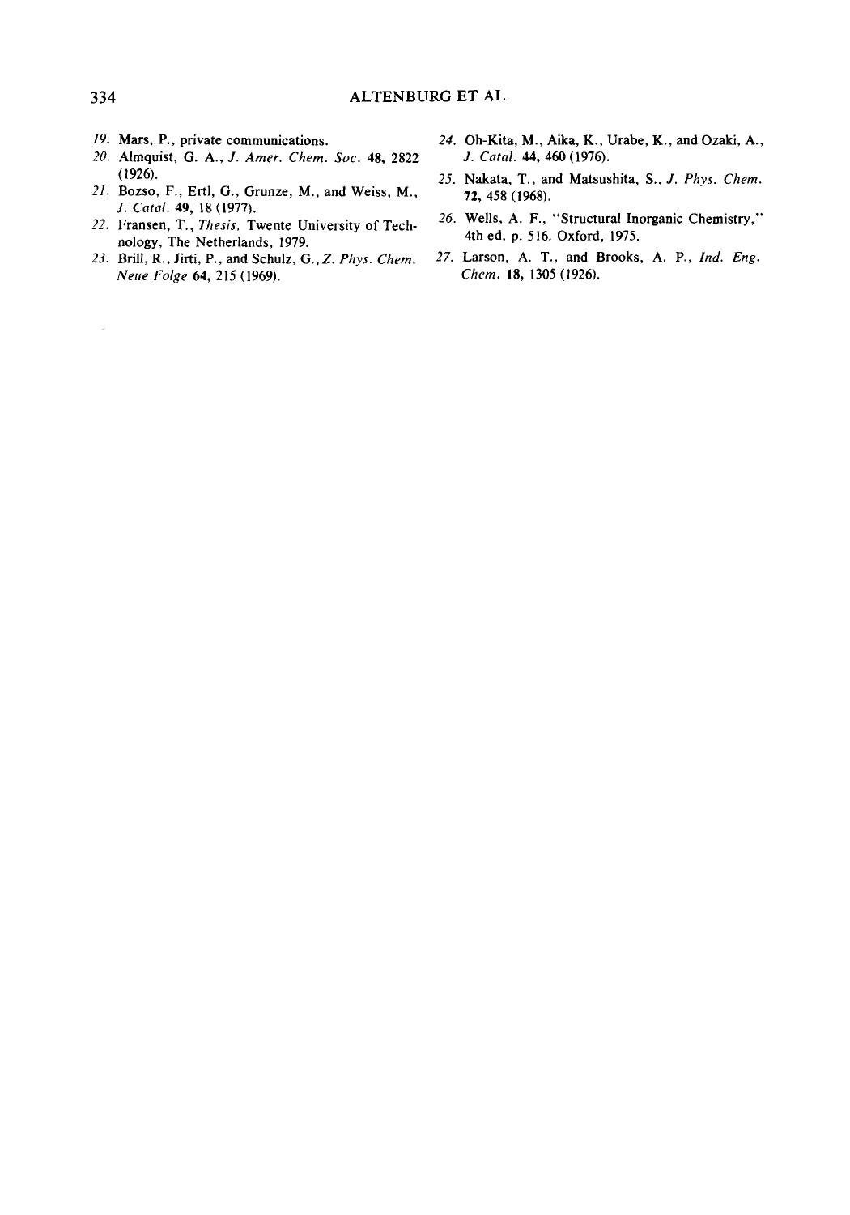19. Mars, P., private communications.
20. Almquist, G. A., *J. Amer. Chem. Soc.* **48,** 2822 (1926).
21. Bozso, F., Ertl, G., Grunze, M., and Weiss, M., *J. Catal.* **49,** 18 (1977).
22. Fransen, T., *Thesis,* Twente University of Technology, The Netherlands, 1979.
23. Brill, R., Jirti, P., and Schulz, G., *Z. Phys. Chem. Neue Folge* **64,** 215 (1969).
24. Oh-Kita, M., Aika, K., Urabe, K., and Ozaki, A., *J. Catal.* **44,** 460 (1976).
25. Nakata, T., and Matsushita, S., *J. Phys. Chem.* **72,** 458 (1968).
26. Wells, A. F., "Structural Inorganic Chemistry," 4th ed. p. 516. Oxford, 1975.
27. Larson, A. T., and Brooks, A. P., *Ind. Eng. Chem.* **18,** 1305 (1926).